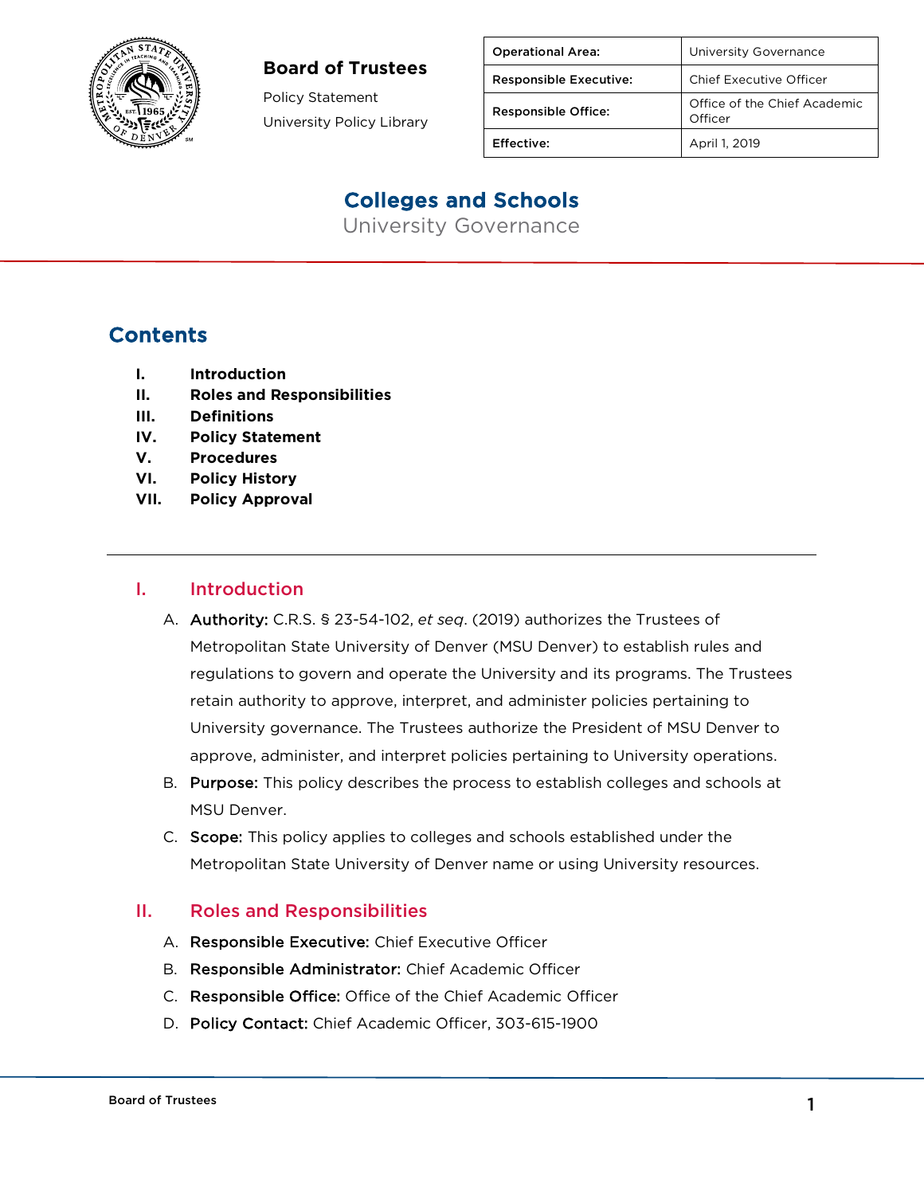**Board of Trustees**

Policy Statement

University Policy Library

| Operational Area: | University Governance |
|---|---|
| Responsible Executive: | Chief Executive Officer |
| Responsible Office: | Office of the Chief Academic Officer |
| Effective: | April 1, 2019 |

# Colleges and Schools

University Governance

## Contents

- I. Introduction
- II. Roles and Responsibilities
- III. Definitions
- IV. Policy Statement
- V. Procedures
- VI. Policy History
- VII. Policy Approval

---

## I. Introduction

A. **Authority:** C.R.S. § 23-54-102, *et seq*. (2019) authorizes the Trustees of Metropolitan State University of Denver (MSU Denver) to establish rules and regulations to govern and operate the University and its programs. The Trustees retain authority to approve, interpret, and administer policies pertaining to University governance. The Trustees authorize the President of MSU Denver to approve, administer, and interpret policies pertaining to University operations.

B. **Purpose:** This policy describes the process to establish colleges and schools at MSU Denver.

C. **Scope:** This policy applies to colleges and schools established under the Metropolitan State University of Denver name or using University resources.

## II. Roles and Responsibilities

A. **Responsible Executive:** Chief Executive Officer

B. **Responsible Administrator:** Chief Academic Officer

C. **Responsible Office:** Office of the Chief Academic Officer

D. **Policy Contact:** Chief Academic Officer, 303-615-1900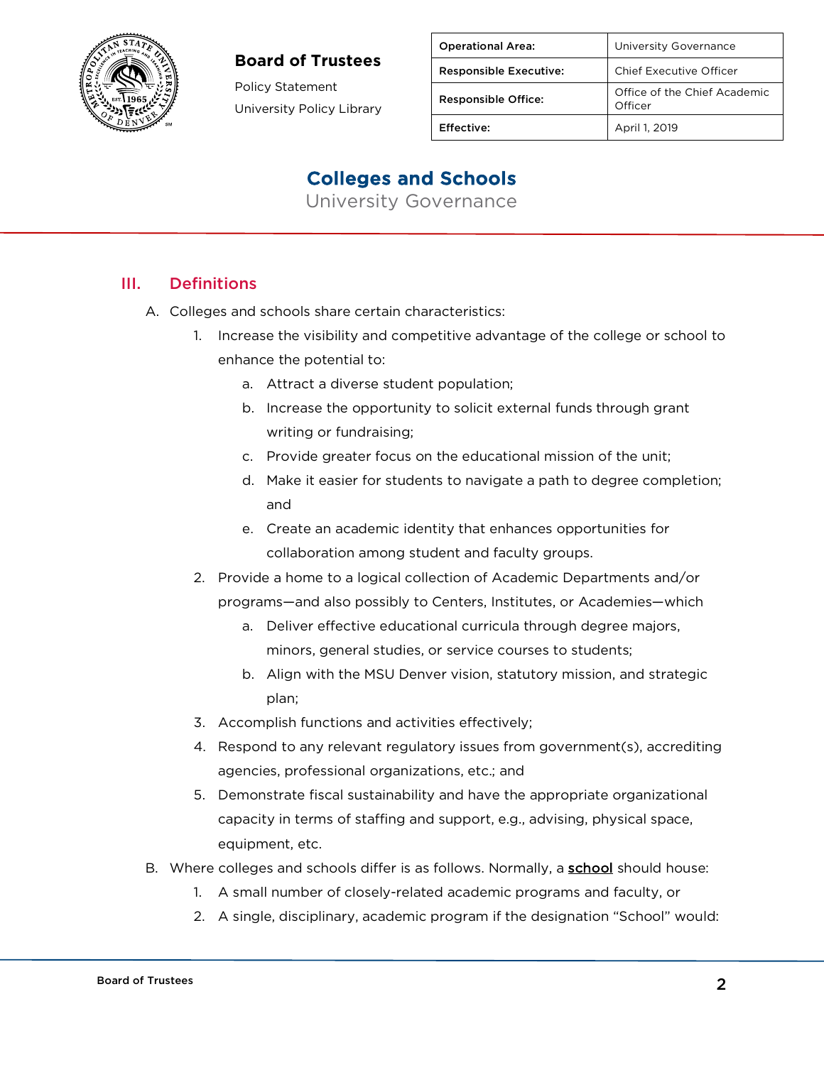## III. Definitions

A. Colleges and schools share certain characteristics:

1. Increase the visibility and competitive advantage of the college or school to enhance the potential to:
    a. Attract a diverse student population;
    b. Increase the opportunity to solicit external funds through grant writing or fundraising;
    c. Provide greater focus on the educational mission of the unit;
    d. Make it easier for students to navigate a path to degree completion; and
    e. Create an academic identity that enhances opportunities for collaboration among student and faculty groups.
2. Provide a home to a logical collection of Academic Departments and/or programs—and also possibly to Centers, Institutes, or Academies—which
    a. Deliver effective educational curricula through degree majors, minors, general studies, or service courses to students;
    b. Align with the MSU Denver vision, statutory mission, and strategic plan;
3. Accomplish functions and activities effectively;
4. Respond to any relevant regulatory issues from government(s), accrediting agencies, professional organizations, etc.; and
5. Demonstrate fiscal sustainability and have the appropriate organizational capacity in terms of staffing and support, e.g., advising, physical space, equipment, etc.

B. Where colleges and schools differ is as follows. Normally, a **school** should house:

1. A small number of closely-related academic programs and faculty, or
2. A single, disciplinary, academic program if the designation "School" would: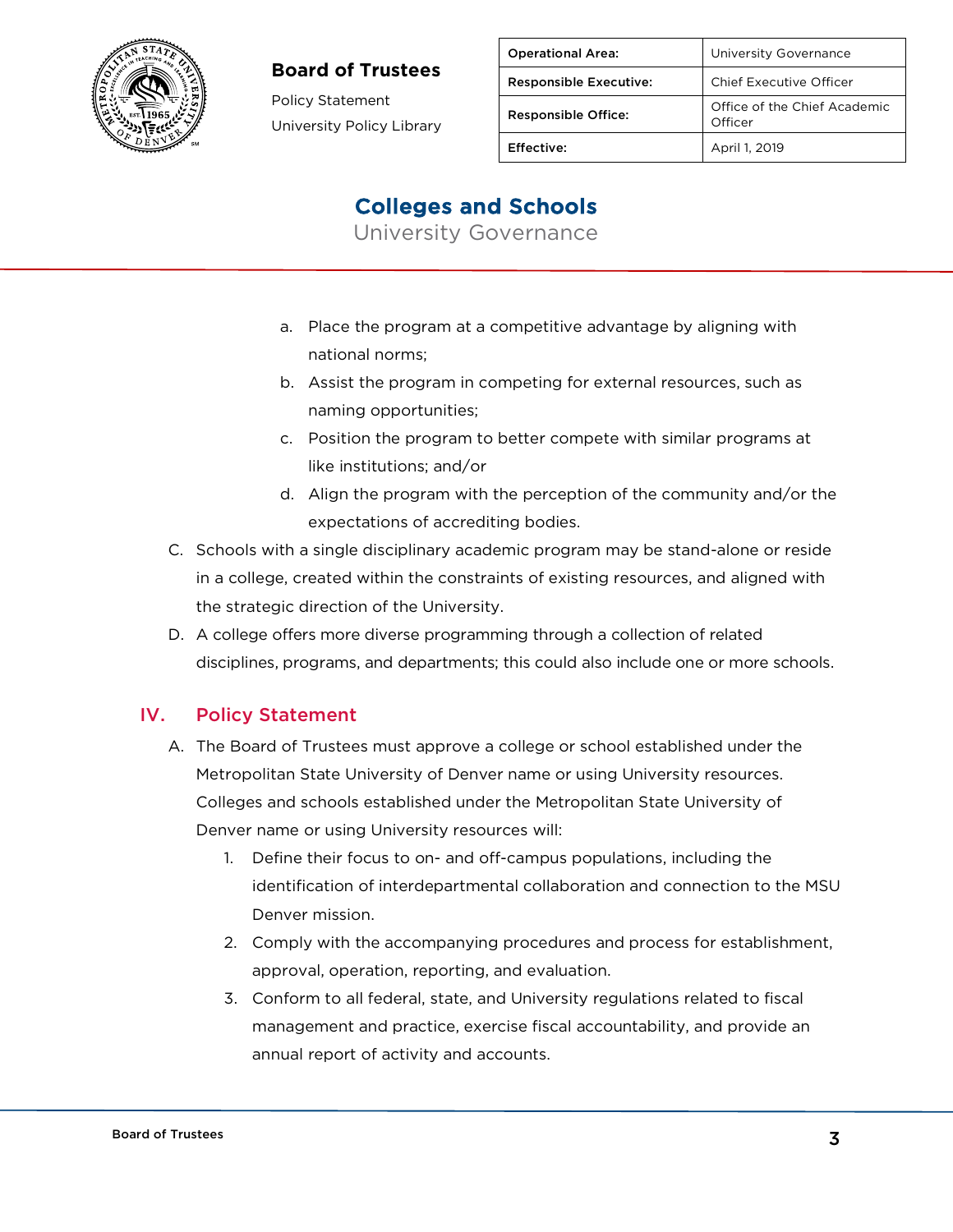a. Place the program at a competitive advantage by aligning with national norms;
b. Assist the program in competing for external resources, such as naming opportunities;
c. Position the program to better compete with similar programs at like institutions; and/or
d. Align the program with the perception of the community and/or the expectations of accrediting bodies.

C. Schools with a single disciplinary academic program may be stand-alone or reside in a college, created within the constraints of existing resources, and aligned with the strategic direction of the University.

D. A college offers more diverse programming through a collection of related disciplines, programs, and departments; this could also include one or more schools.

## IV. Policy Statement

A. The Board of Trustees must approve a college or school established under the Metropolitan State University of Denver name or using University resources. Colleges and schools established under the Metropolitan State University of Denver name or using University resources will:

1. Define their focus to on- and off-campus populations, including the identification of interdepartmental collaboration and connection to the MSU Denver mission.
2. Comply with the accompanying procedures and process for establishment, approval, operation, reporting, and evaluation.
3. Conform to all federal, state, and University regulations related to fiscal management and practice, exercise fiscal accountability, and provide an annual report of activity and accounts.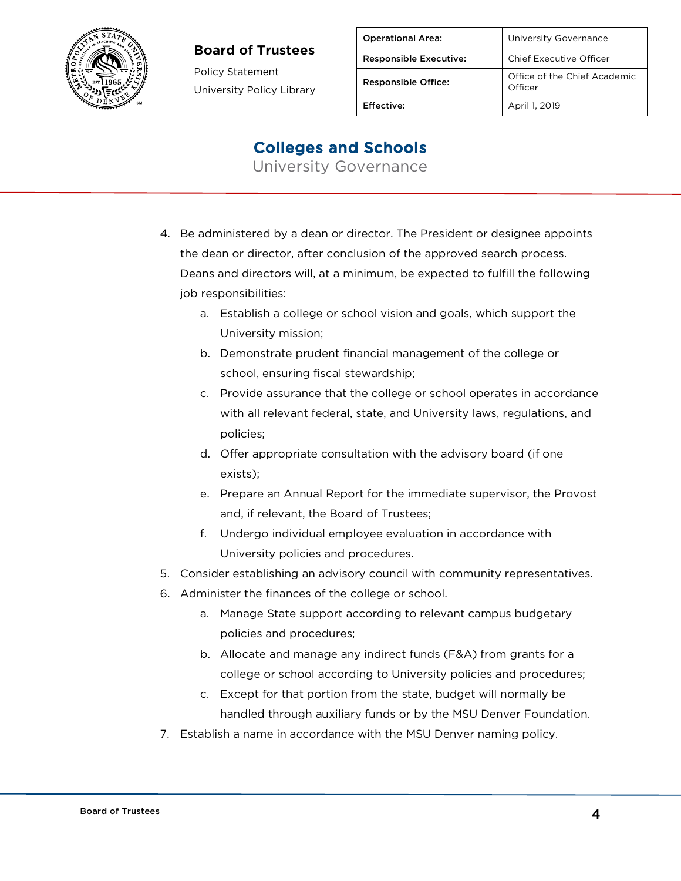4. Be administered by a dean or director. The President or designee appoints the dean or director, after conclusion of the approved search process. Deans and directors will, at a minimum, be expected to fulfill the following job responsibilities:
    a. Establish a college or school vision and goals, which support the University mission;
    b. Demonstrate prudent financial management of the college or school, ensuring fiscal stewardship;
    c. Provide assurance that the college or school operates in accordance with all relevant federal, state, and University laws, regulations, and policies;
    d. Offer appropriate consultation with the advisory board (if one exists);
    e. Prepare an Annual Report for the immediate supervisor, the Provost and, if relevant, the Board of Trustees;
    f. Undergo individual employee evaluation in accordance with University policies and procedures.
5. Consider establishing an advisory council with community representatives.
6. Administer the finances of the college or school.
    a. Manage State support according to relevant campus budgetary policies and procedures;
    b. Allocate and manage any indirect funds (F&A) from grants for a college or school according to University policies and procedures;
    c. Except for that portion from the state, budget will normally be handled through auxiliary funds or by the MSU Denver Foundation.
7. Establish a name in accordance with the MSU Denver naming policy.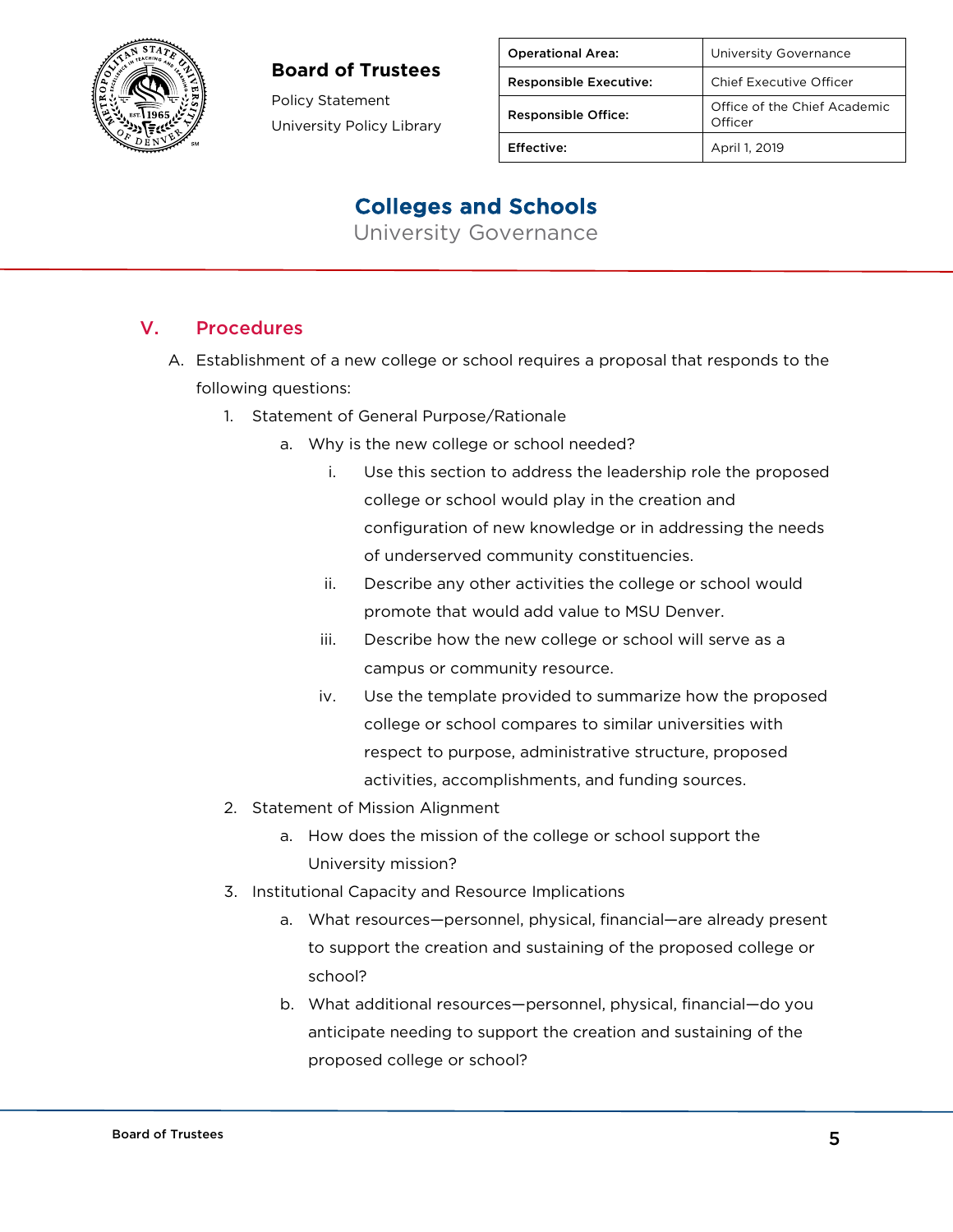## V. Procedures

A. Establishment of a new college or school requires a proposal that responds to the following questions:

   1. Statement of General Purpose/Rationale

      a. Why is the new college or school needed?

         i. Use this section to address the leadership role the proposed college or school would play in the creation and configuration of new knowledge or in addressing the needs of underserved community constituencies.

         ii. Describe any other activities the college or school would promote that would add value to MSU Denver.

         iii. Describe how the new college or school will serve as a campus or community resource.

         iv. Use the template provided to summarize how the proposed college or school compares to similar universities with respect to purpose, administrative structure, proposed activities, accomplishments, and funding sources.

   2. Statement of Mission Alignment

      a. How does the mission of the college or school support the University mission?

   3. Institutional Capacity and Resource Implications

      a. What resources—personnel, physical, financial—are already present to support the creation and sustaining of the proposed college or school?

      b. What additional resources—personnel, physical, financial—do you anticipate needing to support the creation and sustaining of the proposed college or school?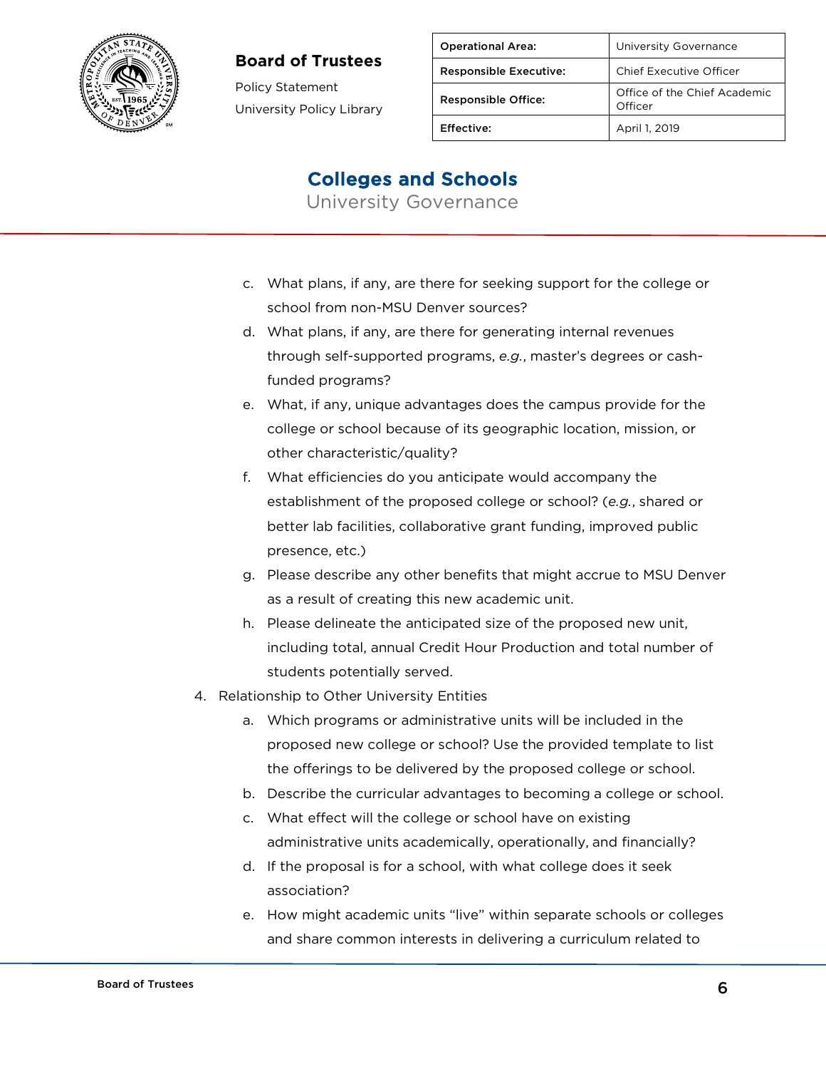c. What plans, if any, are there for seeking support for the college or school from non-MSU Denver sources?
   d. What plans, if any, are there for generating internal revenues through self-supported programs, *e.g.*, master's degrees or cash-funded programs?
   e. What, if any, unique advantages does the campus provide for the college or school because of its geographic location, mission, or other characteristic/quality?
   f. What efficiencies do you anticipate would accompany the establishment of the proposed college or school? (*e.g.*, shared or better lab facilities, collaborative grant funding, improved public presence, etc.)
   g. Please describe any other benefits that might accrue to MSU Denver as a result of creating this new academic unit.
   h. Please delineate the anticipated size of the proposed new unit, including total, annual Credit Hour Production and total number of students potentially served.

4. Relationship to Other University Entities
   a. Which programs or administrative units will be included in the proposed new college or school? Use the provided template to list the offerings to be delivered by the proposed college or school.
   b. Describe the curricular advantages to becoming a college or school.
   c. What effect will the college or school have on existing administrative units academically, operationally, and financially?
   d. If the proposal is for a school, with what college does it seek association?
   e. How might academic units "live" within separate schools or colleges and share common interests in delivering a curriculum related to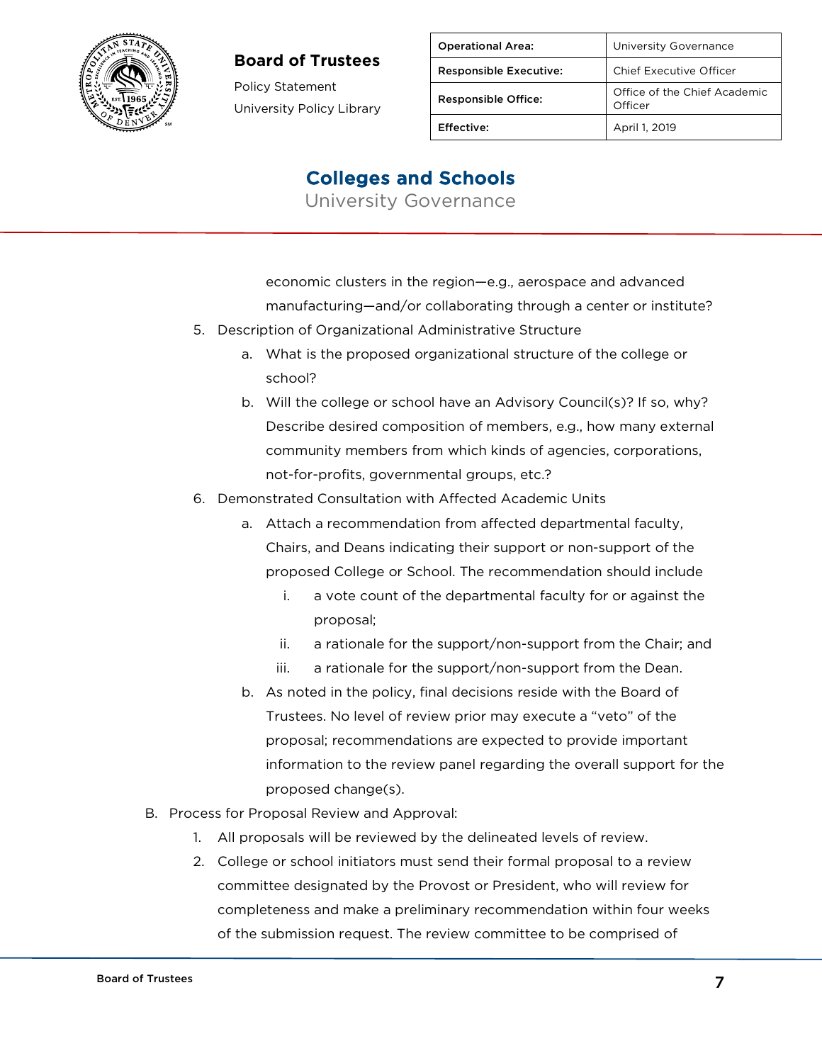economic clusters in the region—e.g., aerospace and advanced manufacturing—and/or collaborating through a center or institute?

5. Description of Organizational Administrative Structure
   a. What is the proposed organizational structure of the college or school?
   b. Will the college or school have an Advisory Council(s)? If so, why? Describe desired composition of members, e.g., how many external community members from which kinds of agencies, corporations, not-for-profits, governmental groups, etc.?
6. Demonstrated Consultation with Affected Academic Units
   a. Attach a recommendation from affected departmental faculty, Chairs, and Deans indicating their support or non-support of the proposed College or School. The recommendation should include
      i. a vote count of the departmental faculty for or against the proposal;
      ii. a rationale for the support/non-support from the Chair; and
      iii. a rationale for the support/non-support from the Dean.
   b. As noted in the policy, final decisions reside with the Board of Trustees. No level of review prior may execute a "veto" of the proposal; recommendations are expected to provide important information to the review panel regarding the overall support for the proposed change(s).

B. Process for Proposal Review and Approval:
   1. All proposals will be reviewed by the delineated levels of review.
   2. College or school initiators must send their formal proposal to a review committee designated by the Provost or President, who will review for completeness and make a preliminary recommendation within four weeks of the submission request. The review committee to be comprised of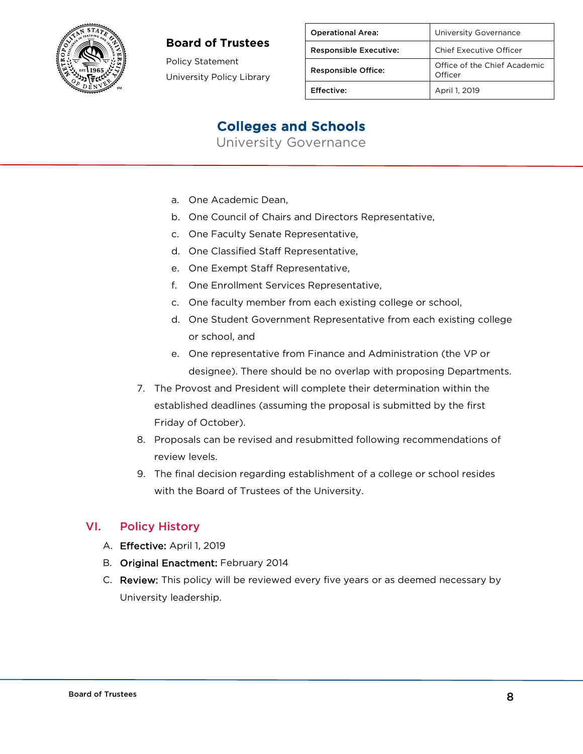a. One Academic Dean,
b. One Council of Chairs and Directors Representative,
c. One Faculty Senate Representative,
d. One Classified Staff Representative,
e. One Exempt Staff Representative,
f. One Enrollment Services Representative,
c. One faculty member from each existing college or school,
d. One Student Government Representative from each existing college or school, and
e. One representative from Finance and Administration (the VP or designee). There should be no overlap with proposing Departments.

7. The Provost and President will complete their determination within the established deadlines (assuming the proposal is submitted by the first Friday of October).
8. Proposals can be revised and resubmitted following recommendations of review levels.
9. The final decision regarding establishment of a college or school resides with the Board of Trustees of the University.

## VI. Policy History

A. **Effective:** April 1, 2019
B. **Original Enactment:** February 2014
C. **Review:** This policy will be reviewed every five years or as deemed necessary by University leadership.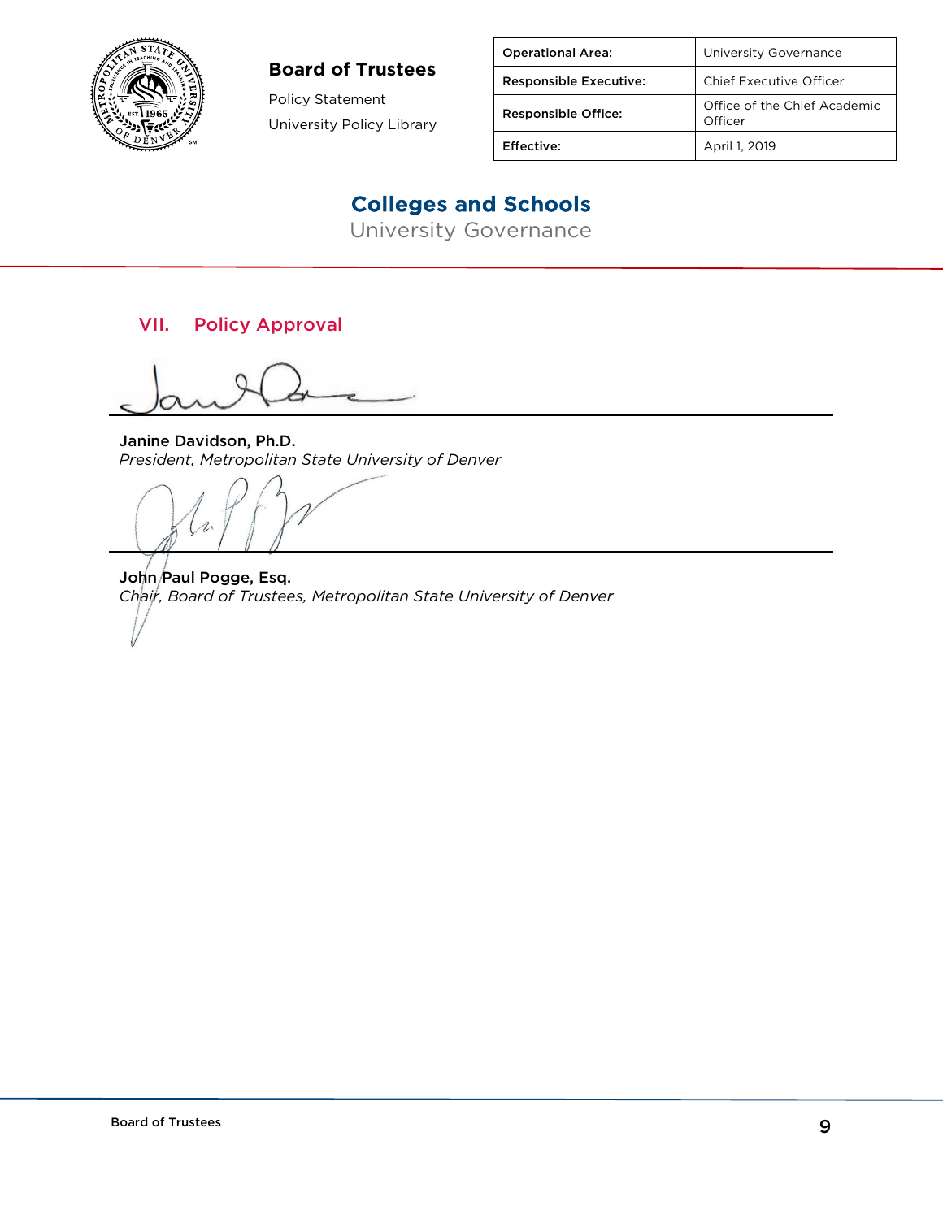| Operational Area: | University Governance |
|---|---|
| Responsible Executive: | Chief Executive Officer |
| Responsible Office: | Office of the Chief Academic Officer |
| Effective: | April 1, 2019 |

## VII. Policy Approval

**Janine Davidson, Ph.D.**
*President, Metropolitan State University of Denver*

**John Paul Pogge, Esq.**
*Chair, Board of Trustees, Metropolitan State University of Denver*